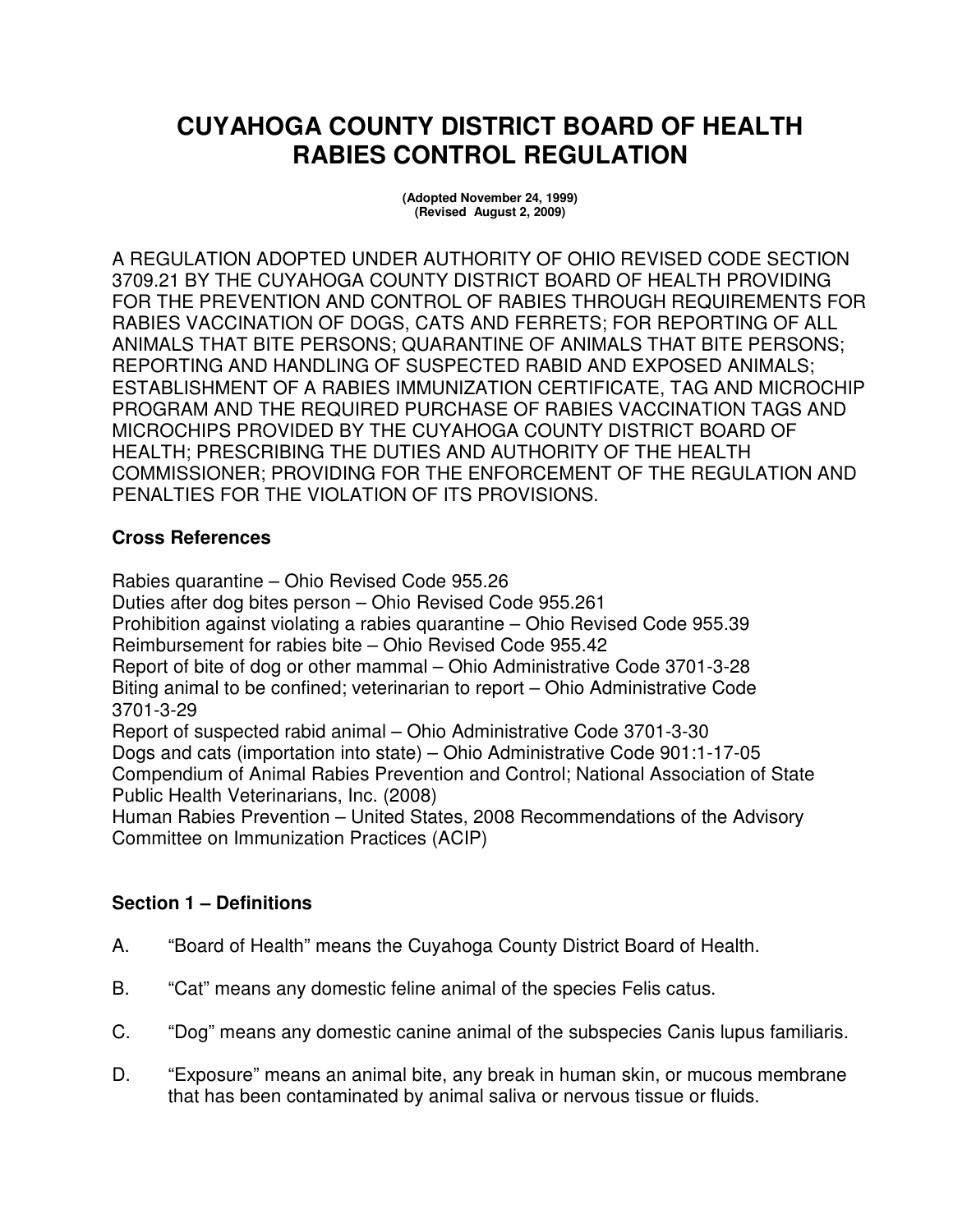# CUYAHOGA COUNTY DISTRICT BOARD OF HEALTH RABIES CONTROL REGULATION

**(Adopted November 24, 1999)**
**(Revised August 2, 2009)**

A REGULATION ADOPTED UNDER AUTHORITY OF OHIO REVISED CODE SECTION 3709.21 BY THE CUYAHOGA COUNTY DISTRICT BOARD OF HEALTH PROVIDING FOR THE PREVENTION AND CONTROL OF RABIES THROUGH REQUIREMENTS FOR RABIES VACCINATION OF DOGS, CATS AND FERRETS; FOR REPORTING OF ALL ANIMALS THAT BITE PERSONS; QUARANTINE OF ANIMALS THAT BITE PERSONS; REPORTING AND HANDLING OF SUSPECTED RABID AND EXPOSED ANIMALS; ESTABLISHMENT OF A RABIES IMMUNIZATION CERTIFICATE, TAG AND MICROCHIP PROGRAM AND THE REQUIRED PURCHASE OF RABIES VACCINATION TAGS AND MICROCHIPS PROVIDED BY THE CUYAHOGA COUNTY DISTRICT BOARD OF HEALTH; PRESCRIBING THE DUTIES AND AUTHORITY OF THE HEALTH COMMISSIONER; PROVIDING FOR THE ENFORCEMENT OF THE REGULATION AND PENALTIES FOR THE VIOLATION OF ITS PROVISIONS.

### Cross References

Rabies quarantine – Ohio Revised Code 955.26
Duties after dog bites person – Ohio Revised Code 955.261
Prohibition against violating a rabies quarantine – Ohio Revised Code 955.39
Reimbursement for rabies bite – Ohio Revised Code 955.42
Report of bite of dog or other mammal – Ohio Administrative Code 3701-3-28
Biting animal to be confined; veterinarian to report – Ohio Administrative Code 3701-3-29
Report of suspected rabid animal – Ohio Administrative Code 3701-3-30
Dogs and cats (importation into state) – Ohio Administrative Code 901:1-17-05
Compendium of Animal Rabies Prevention and Control; National Association of State Public Health Veterinarians, Inc. (2008)
Human Rabies Prevention – United States, 2008 Recommendations of the Advisory Committee on Immunization Practices (ACIP)

### Section 1 – Definitions

A. "Board of Health" means the Cuyahoga County District Board of Health.

B. "Cat" means any domestic feline animal of the species Felis catus.

C. "Dog" means any domestic canine animal of the subspecies Canis lupus familiaris.

D. "Exposure" means an animal bite, any break in human skin, or mucous membrane that has been contaminated by animal saliva or nervous tissue or fluids.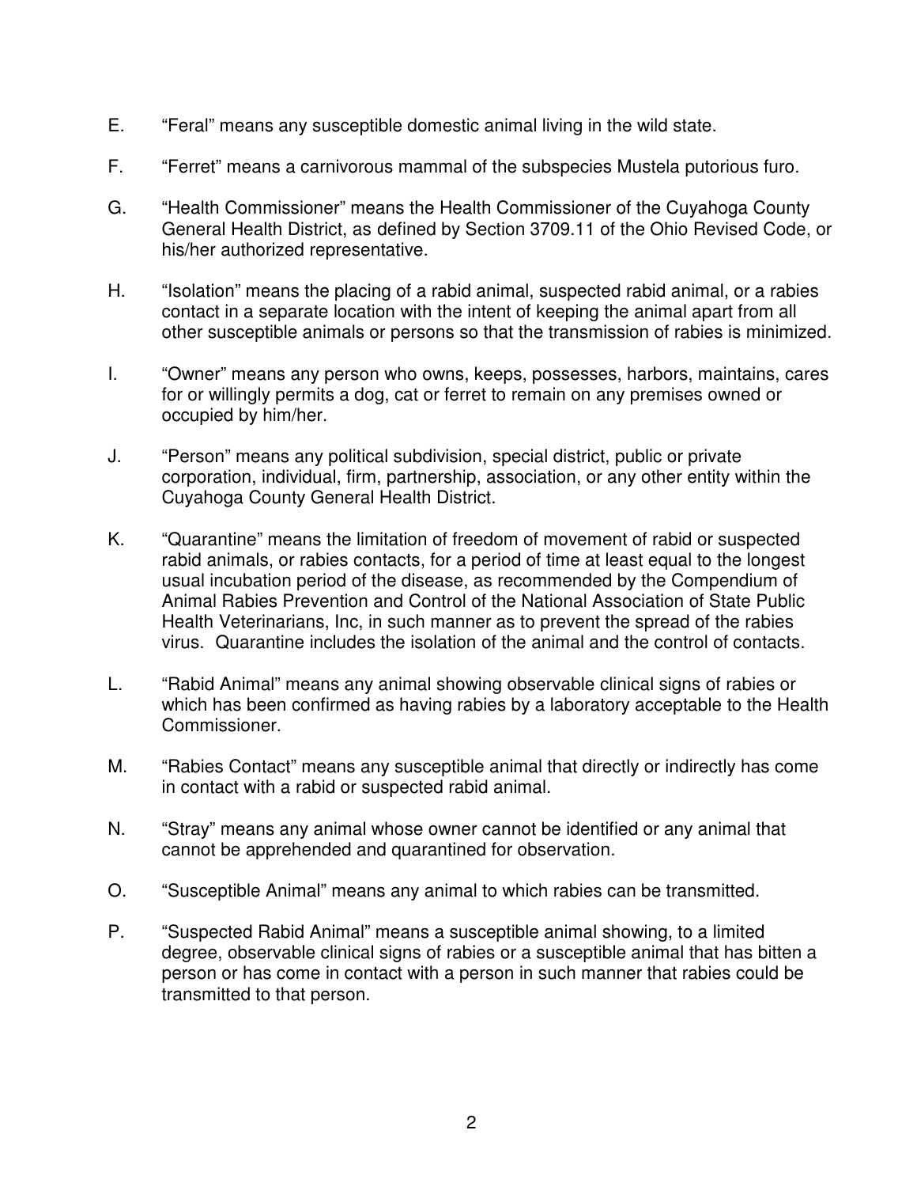E. “Feral” means any susceptible domestic animal living in the wild state.

F. “Ferret” means a carnivorous mammal of the subspecies Mustela putorious furo.

G. “Health Commissioner” means the Health Commissioner of the Cuyahoga County General Health District, as defined by Section 3709.11 of the Ohio Revised Code, or his/her authorized representative.

H. “Isolation” means the placing of a rabid animal, suspected rabid animal, or a rabies contact in a separate location with the intent of keeping the animal apart from all other susceptible animals or persons so that the transmission of rabies is minimized.

I. “Owner” means any person who owns, keeps, possesses, harbors, maintains, cares for or willingly permits a dog, cat or ferret to remain on any premises owned or occupied by him/her.

J. “Person” means any political subdivision, special district, public or private corporation, individual, firm, partnership, association, or any other entity within the Cuyahoga County General Health District.

K. “Quarantine” means the limitation of freedom of movement of rabid or suspected rabid animals, or rabies contacts, for a period of time at least equal to the longest usual incubation period of the disease, as recommended by the Compendium of Animal Rabies Prevention and Control of the National Association of State Public Health Veterinarians, Inc, in such manner as to prevent the spread of the rabies virus. Quarantine includes the isolation of the animal and the control of contacts.

L. “Rabid Animal” means any animal showing observable clinical signs of rabies or which has been confirmed as having rabies by a laboratory acceptable to the Health Commissioner.

M. “Rabies Contact” means any susceptible animal that directly or indirectly has come in contact with a rabid or suspected rabid animal.

N. “Stray” means any animal whose owner cannot be identified or any animal that cannot be apprehended and quarantined for observation.

O. “Susceptible Animal” means any animal to which rabies can be transmitted.

P. “Suspected Rabid Animal” means a susceptible animal showing, to a limited degree, observable clinical signs of rabies or a susceptible animal that has bitten a person or has come in contact with a person in such manner that rabies could be transmitted to that person.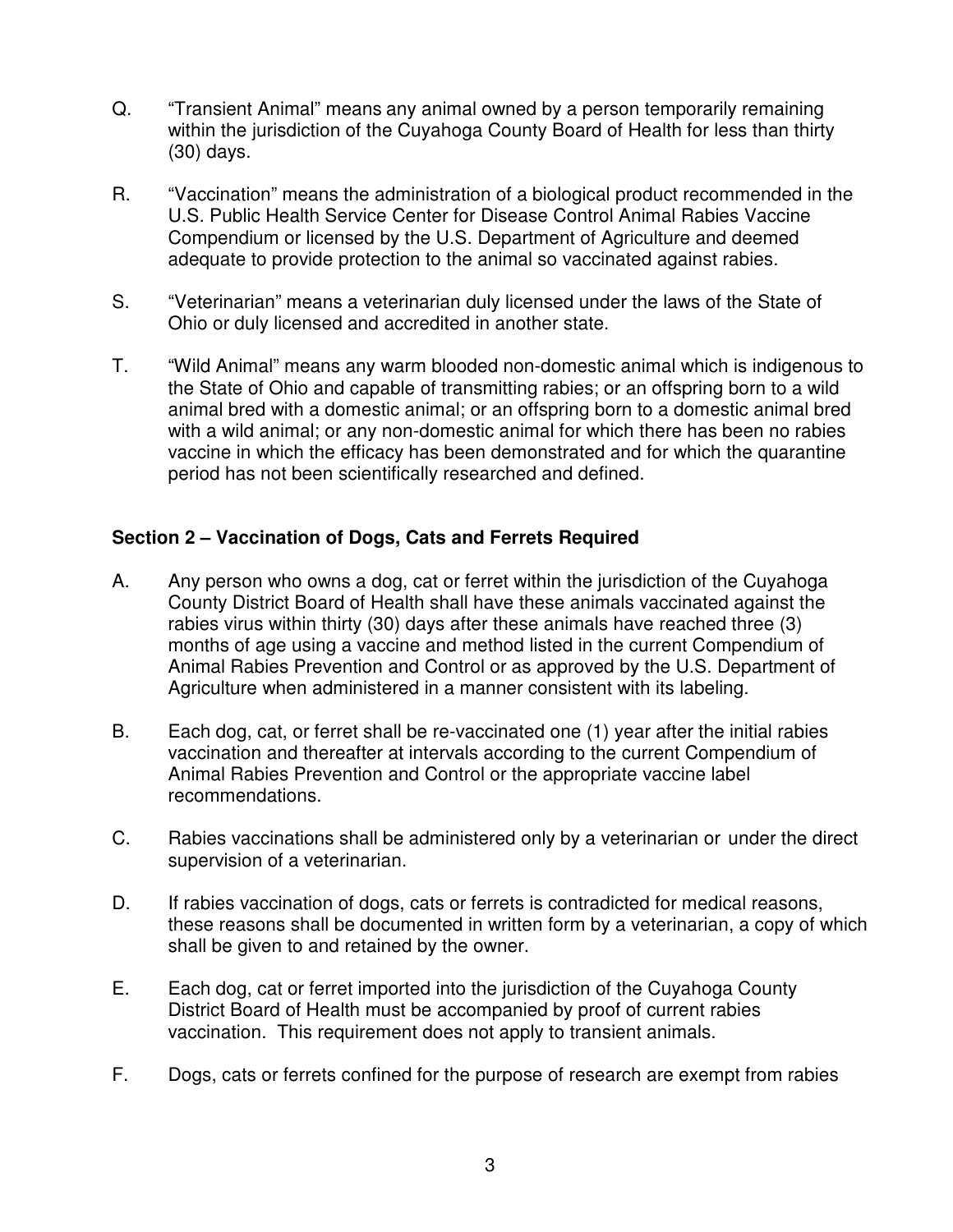Q. "Transient Animal" means any animal owned by a person temporarily remaining within the jurisdiction of the Cuyahoga County Board of Health for less than thirty (30) days.

R. "Vaccination" means the administration of a biological product recommended in the U.S. Public Health Service Center for Disease Control Animal Rabies Vaccine Compendium or licensed by the U.S. Department of Agriculture and deemed adequate to provide protection to the animal so vaccinated against rabies.

S. "Veterinarian" means a veterinarian duly licensed under the laws of the State of Ohio or duly licensed and accredited in another state.

T. "Wild Animal" means any warm blooded non-domestic animal which is indigenous to the State of Ohio and capable of transmitting rabies; or an offspring born to a wild animal bred with a domestic animal; or an offspring born to a domestic animal bred with a wild animal; or any non-domestic animal for which there has been no rabies vaccine in which the efficacy has been demonstrated and for which the quarantine period has not been scientifically researched and defined.

### Section 2 – Vaccination of Dogs, Cats and Ferrets Required

A. Any person who owns a dog, cat or ferret within the jurisdiction of the Cuyahoga County District Board of Health shall have these animals vaccinated against the rabies virus within thirty (30) days after these animals have reached three (3) months of age using a vaccine and method listed in the current Compendium of Animal Rabies Prevention and Control or as approved by the U.S. Department of Agriculture when administered in a manner consistent with its labeling.

B. Each dog, cat, or ferret shall be re-vaccinated one (1) year after the initial rabies vaccination and thereafter at intervals according to the current Compendium of Animal Rabies Prevention and Control or the appropriate vaccine label recommendations.

C. Rabies vaccinations shall be administered only by a veterinarian or under the direct supervision of a veterinarian.

D. If rabies vaccination of dogs, cats or ferrets is contradicted for medical reasons, these reasons shall be documented in written form by a veterinarian, a copy of which shall be given to and retained by the owner.

E. Each dog, cat or ferret imported into the jurisdiction of the Cuyahoga County District Board of Health must be accompanied by proof of current rabies vaccination. This requirement does not apply to transient animals.

F. Dogs, cats or ferrets confined for the purpose of research are exempt from rabies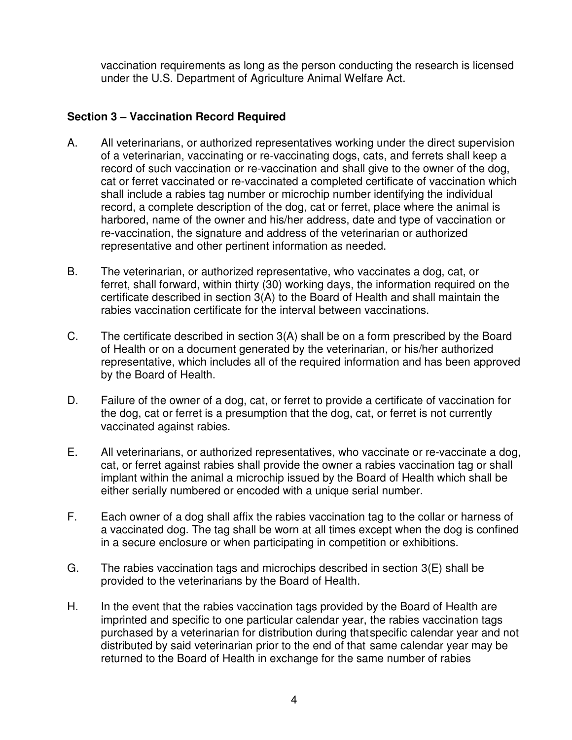vaccination requirements as long as the person conducting the research is licensed under the U.S. Department of Agriculture Animal Welfare Act.

**Section 3 – Vaccination Record Required**

A. All veterinarians, or authorized representatives working under the direct supervision of a veterinarian, vaccinating or re-vaccinating dogs, cats, and ferrets shall keep a record of such vaccination or re-vaccination and shall give to the owner of the dog, cat or ferret vaccinated or re-vaccinated a completed certificate of vaccination which shall include a rabies tag number or microchip number identifying the individual record, a complete description of the dog, cat or ferret, place where the animal is harbored, name of the owner and his/her address, date and type of vaccination or re-vaccination, the signature and address of the veterinarian or authorized representative and other pertinent information as needed.

B. The veterinarian, or authorized representative, who vaccinates a dog, cat, or ferret, shall forward, within thirty (30) working days, the information required on the certificate described in section 3(A) to the Board of Health and shall maintain the rabies vaccination certificate for the interval between vaccinations.

C. The certificate described in section 3(A) shall be on a form prescribed by the Board of Health or on a document generated by the veterinarian, or his/her authorized representative, which includes all of the required information and has been approved by the Board of Health.

D. Failure of the owner of a dog, cat, or ferret to provide a certificate of vaccination for the dog, cat or ferret is a presumption that the dog, cat, or ferret is not currently vaccinated against rabies.

E. All veterinarians, or authorized representatives, who vaccinate or re-vaccinate a dog, cat, or ferret against rabies shall provide the owner a rabies vaccination tag or shall implant within the animal a microchip issued by the Board of Health which shall be either serially numbered or encoded with a unique serial number.

F. Each owner of a dog shall affix the rabies vaccination tag to the collar or harness of a vaccinated dog. The tag shall be worn at all times except when the dog is confined in a secure enclosure or when participating in competition or exhibitions.

G. The rabies vaccination tags and microchips described in section 3(E) shall be provided to the veterinarians by the Board of Health.

H. In the event that the rabies vaccination tags provided by the Board of Health are imprinted and specific to one particular calendar year, the rabies vaccination tags purchased by a veterinarian for distribution during that specific calendar year and not distributed by said veterinarian prior to the end of that same calendar year may be returned to the Board of Health in exchange for the same number of rabies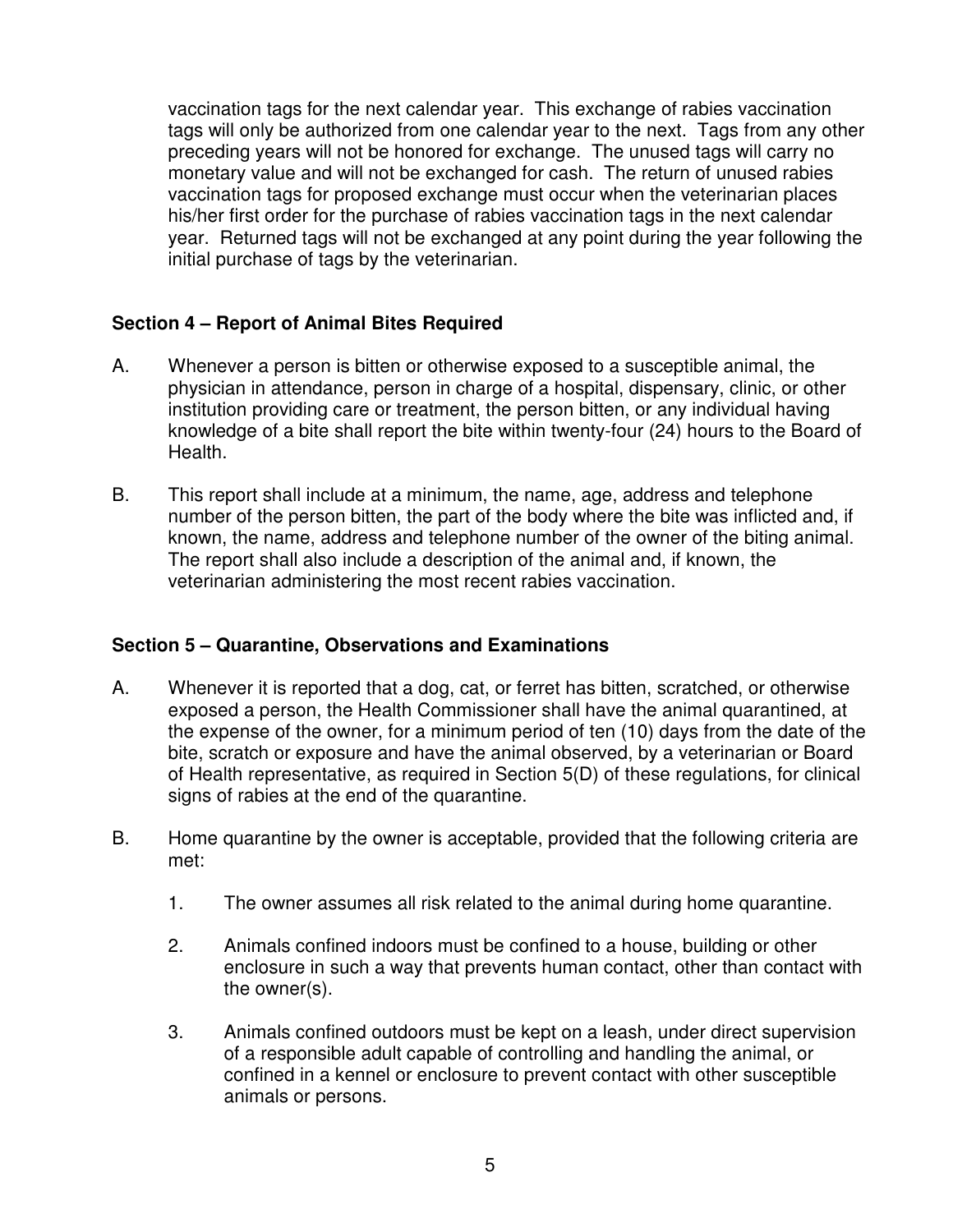vaccination tags for the next calendar year. This exchange of rabies vaccination tags will only be authorized from one calendar year to the next. Tags from any other preceding years will not be honored for exchange. The unused tags will carry no monetary value and will not be exchanged for cash. The return of unused rabies vaccination tags for proposed exchange must occur when the veterinarian places his/her first order for the purchase of rabies vaccination tags in the next calendar year. Returned tags will not be exchanged at any point during the year following the initial purchase of tags by the veterinarian.

**Section 4 – Report of Animal Bites Required**

A. Whenever a person is bitten or otherwise exposed to a susceptible animal, the physician in attendance, person in charge of a hospital, dispensary, clinic, or other institution providing care or treatment, the person bitten, or any individual having knowledge of a bite shall report the bite within twenty-four (24) hours to the Board of Health.

B. This report shall include at a minimum, the name, age, address and telephone number of the person bitten, the part of the body where the bite was inflicted and, if known, the name, address and telephone number of the owner of the biting animal. The report shall also include a description of the animal and, if known, the veterinarian administering the most recent rabies vaccination.

**Section 5 – Quarantine, Observations and Examinations**

A. Whenever it is reported that a dog, cat, or ferret has bitten, scratched, or otherwise exposed a person, the Health Commissioner shall have the animal quarantined, at the expense of the owner, for a minimum period of ten (10) days from the date of the bite, scratch or exposure and have the animal observed, by a veterinarian or Board of Health representative, as required in Section 5(D) of these regulations, for clinical signs of rabies at the end of the quarantine.

B. Home quarantine by the owner is acceptable, provided that the following criteria are met:

1. The owner assumes all risk related to the animal during home quarantine.

2. Animals confined indoors must be confined to a house, building or other enclosure in such a way that prevents human contact, other than contact with the owner(s).

3. Animals confined outdoors must be kept on a leash, under direct supervision of a responsible adult capable of controlling and handling the animal, or confined in a kennel or enclosure to prevent contact with other susceptible animals or persons.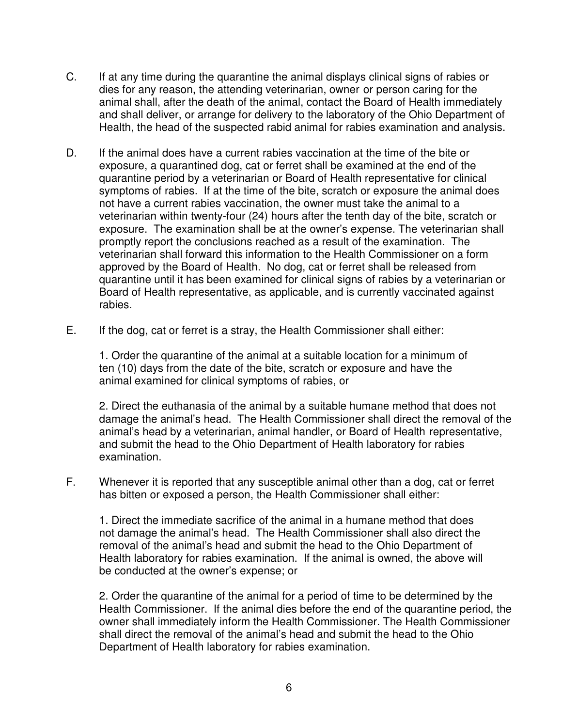C. If at any time during the quarantine the animal displays clinical signs of rabies or dies for any reason, the attending veterinarian, owner or person caring for the animal shall, after the death of the animal, contact the Board of Health immediately and shall deliver, or arrange for delivery to the laboratory of the Ohio Department of Health, the head of the suspected rabid animal for rabies examination and analysis.

D. If the animal does have a current rabies vaccination at the time of the bite or exposure, a quarantined dog, cat or ferret shall be examined at the end of the quarantine period by a veterinarian or Board of Health representative for clinical symptoms of rabies. If at the time of the bite, scratch or exposure the animal does not have a current rabies vaccination, the owner must take the animal to a veterinarian within twenty-four (24) hours after the tenth day of the bite, scratch or exposure. The examination shall be at the owner's expense. The veterinarian shall promptly report the conclusions reached as a result of the examination. The veterinarian shall forward this information to the Health Commissioner on a form approved by the Board of Health. No dog, cat or ferret shall be released from quarantine until it has been examined for clinical signs of rabies by a veterinarian or Board of Health representative, as applicable, and is currently vaccinated against rabies.

E. If the dog, cat or ferret is a stray, the Health Commissioner shall either:

1. Order the quarantine of the animal at a suitable location for a minimum of ten (10) days from the date of the bite, scratch or exposure and have the animal examined for clinical symptoms of rabies, or

2. Direct the euthanasia of the animal by a suitable humane method that does not damage the animal's head. The Health Commissioner shall direct the removal of the animal's head by a veterinarian, animal handler, or Board of Health representative, and submit the head to the Ohio Department of Health laboratory for rabies examination.

F. Whenever it is reported that any susceptible animal other than a dog, cat or ferret has bitten or exposed a person, the Health Commissioner shall either:

1. Direct the immediate sacrifice of the animal in a humane method that does not damage the animal's head. The Health Commissioner shall also direct the removal of the animal's head and submit the head to the Ohio Department of Health laboratory for rabies examination. If the animal is owned, the above will be conducted at the owner's expense; or

2. Order the quarantine of the animal for a period of time to be determined by the Health Commissioner. If the animal dies before the end of the quarantine period, the owner shall immediately inform the Health Commissioner. The Health Commissioner shall direct the removal of the animal's head and submit the head to the Ohio Department of Health laboratory for rabies examination.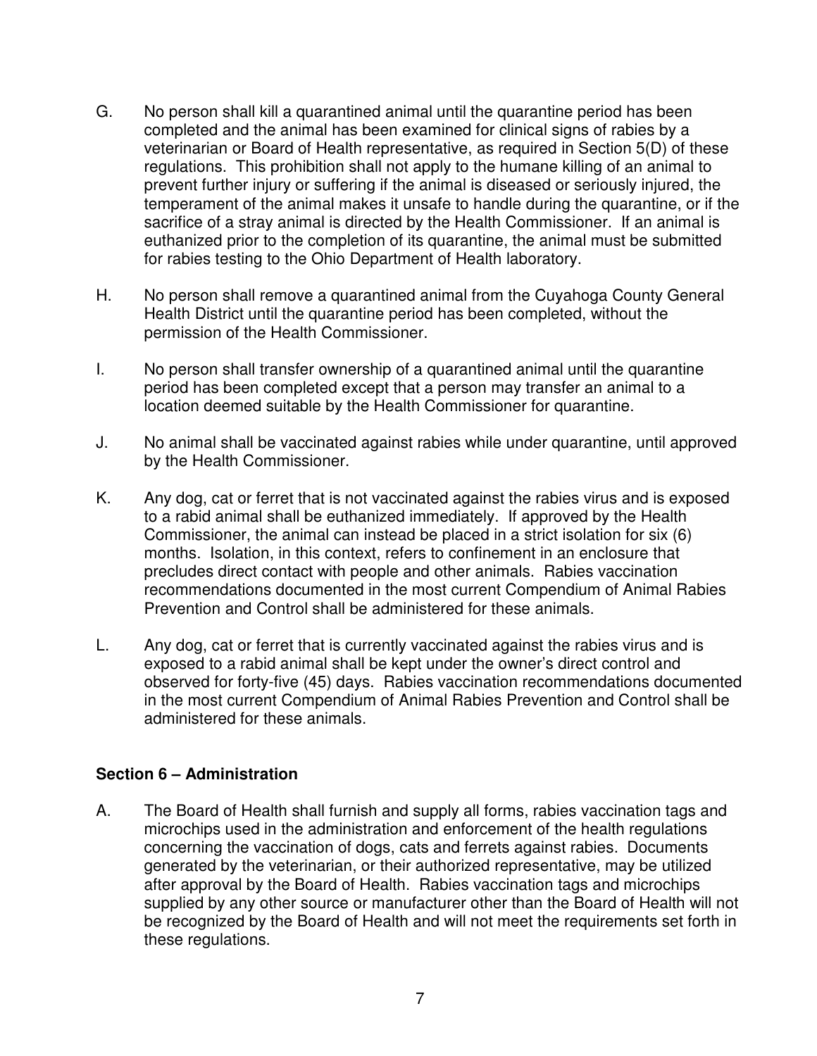G. No person shall kill a quarantined animal until the quarantine period has been completed and the animal has been examined for clinical signs of rabies by a veterinarian or Board of Health representative, as required in Section 5(D) of these regulations. This prohibition shall not apply to the humane killing of an animal to prevent further injury or suffering if the animal is diseased or seriously injured, the temperament of the animal makes it unsafe to handle during the quarantine, or if the sacrifice of a stray animal is directed by the Health Commissioner. If an animal is euthanized prior to the completion of its quarantine, the animal must be submitted for rabies testing to the Ohio Department of Health laboratory.

H. No person shall remove a quarantined animal from the Cuyahoga County General Health District until the quarantine period has been completed, without the permission of the Health Commissioner.

I. No person shall transfer ownership of a quarantined animal until the quarantine period has been completed except that a person may transfer an animal to a location deemed suitable by the Health Commissioner for quarantine.

J. No animal shall be vaccinated against rabies while under quarantine, until approved by the Health Commissioner.

K. Any dog, cat or ferret that is not vaccinated against the rabies virus and is exposed to a rabid animal shall be euthanized immediately. If approved by the Health Commissioner, the animal can instead be placed in a strict isolation for six (6) months. Isolation, in this context, refers to confinement in an enclosure that precludes direct contact with people and other animals. Rabies vaccination recommendations documented in the most current Compendium of Animal Rabies Prevention and Control shall be administered for these animals.

L. Any dog, cat or ferret that is currently vaccinated against the rabies virus and is exposed to a rabid animal shall be kept under the owner's direct control and observed for forty-five (45) days. Rabies vaccination recommendations documented in the most current Compendium of Animal Rabies Prevention and Control shall be administered for these animals.

## Section 6 – Administration

A. The Board of Health shall furnish and supply all forms, rabies vaccination tags and microchips used in the administration and enforcement of the health regulations concerning the vaccination of dogs, cats and ferrets against rabies. Documents generated by the veterinarian, or their authorized representative, may be utilized after approval by the Board of Health. Rabies vaccination tags and microchips supplied by any other source or manufacturer other than the Board of Health will not be recognized by the Board of Health and will not meet the requirements set forth in these regulations.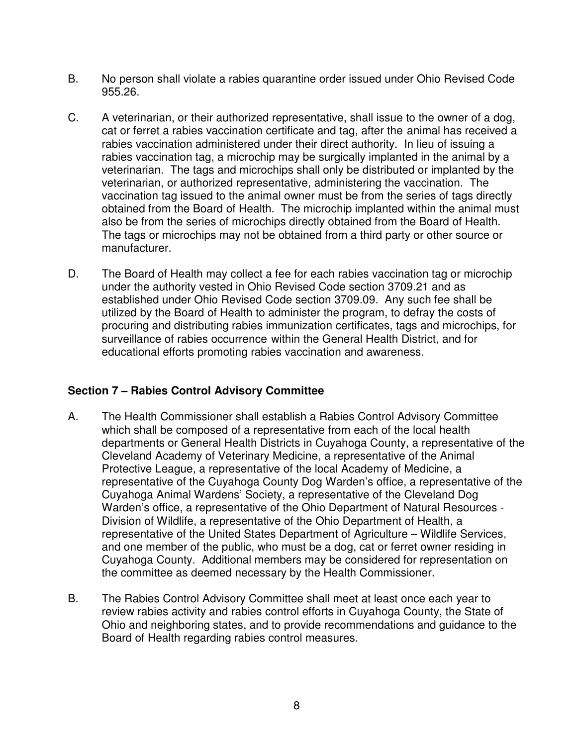B. No person shall violate a rabies quarantine order issued under Ohio Revised Code 955.26.

C. A veterinarian, or their authorized representative, shall issue to the owner of a dog, cat or ferret a rabies vaccination certificate and tag, after the animal has received a rabies vaccination administered under their direct authority. In lieu of issuing a rabies vaccination tag, a microchip may be surgically implanted in the animal by a veterinarian. The tags and microchips shall only be distributed or implanted by the veterinarian, or authorized representative, administering the vaccination. The vaccination tag issued to the animal owner must be from the series of tags directly obtained from the Board of Health. The microchip implanted within the animal must also be from the series of microchips directly obtained from the Board of Health. The tags or microchips may not be obtained from a third party or other source or manufacturer.

D. The Board of Health may collect a fee for each rabies vaccination tag or microchip under the authority vested in Ohio Revised Code section 3709.21 and as established under Ohio Revised Code section 3709.09. Any such fee shall be utilized by the Board of Health to administer the program, to defray the costs of procuring and distributing rabies immunization certificates, tags and microchips, for surveillance of rabies occurrence within the General Health District, and for educational efforts promoting rabies vaccination and awareness.

**Section 7 – Rabies Control Advisory Committee**

A. The Health Commissioner shall establish a Rabies Control Advisory Committee which shall be composed of a representative from each of the local health departments or General Health Districts in Cuyahoga County, a representative of the Cleveland Academy of Veterinary Medicine, a representative of the Animal Protective League, a representative of the local Academy of Medicine, a representative of the Cuyahoga County Dog Warden's office, a representative of the Cuyahoga Animal Wardens' Society, a representative of the Cleveland Dog Warden's office, a representative of the Ohio Department of Natural Resources - Division of Wildlife, a representative of the Ohio Department of Health, a representative of the United States Department of Agriculture – Wildlife Services, and one member of the public, who must be a dog, cat or ferret owner residing in Cuyahoga County. Additional members may be considered for representation on the committee as deemed necessary by the Health Commissioner.

B. The Rabies Control Advisory Committee shall meet at least once each year to review rabies activity and rabies control efforts in Cuyahoga County, the State of Ohio and neighboring states, and to provide recommendations and guidance to the Board of Health regarding rabies control measures.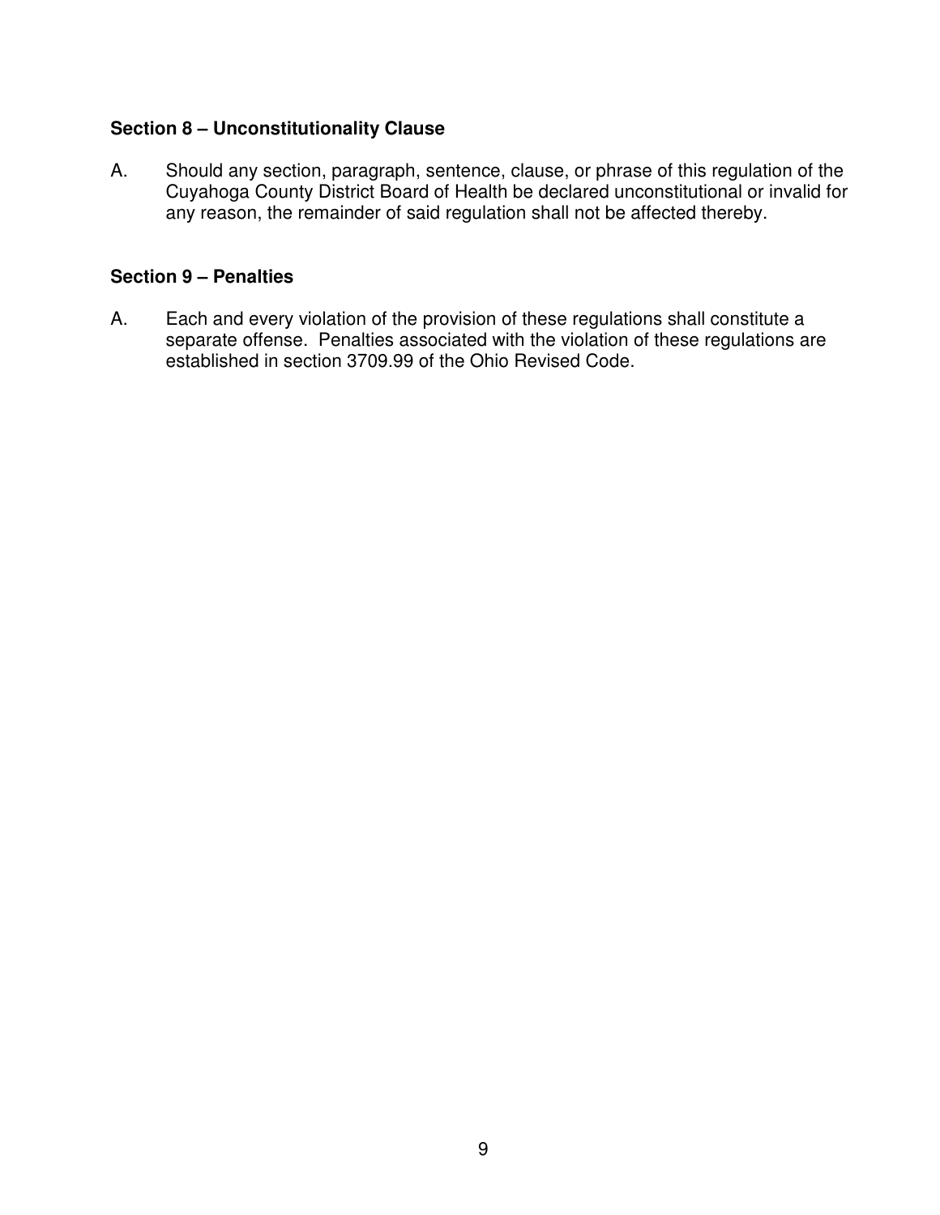### Section 8 – Unconstitutionality Clause

A. Should any section, paragraph, sentence, clause, or phrase of this regulation of the Cuyahoga County District Board of Health be declared unconstitutional or invalid for any reason, the remainder of said regulation shall not be affected thereby.

### Section 9 – Penalties

A. Each and every violation of the provision of these regulations shall constitute a separate offense. Penalties associated with the violation of these regulations are established in section 3709.99 of the Ohio Revised Code.